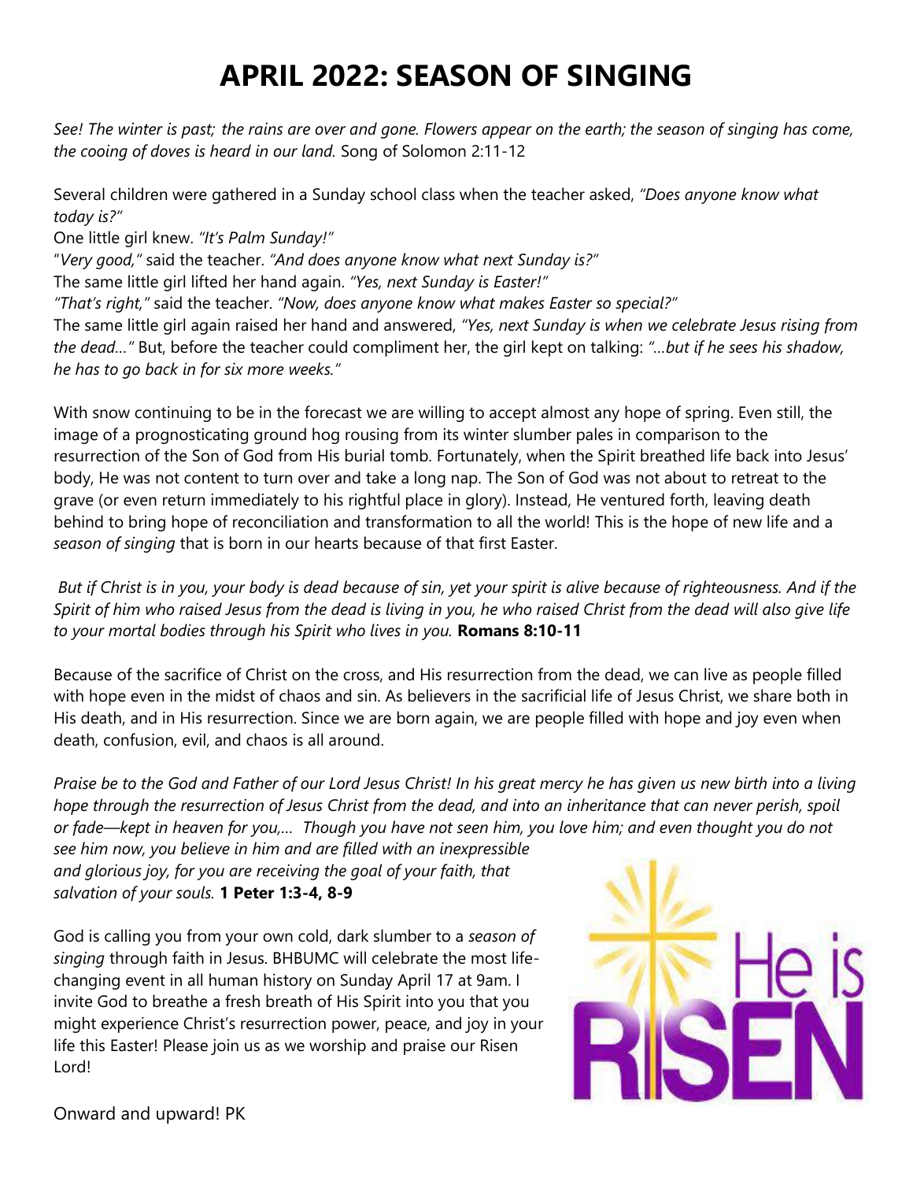# APRIL 2022: SEASON OF SINGING

*See! The winter is past; the rains are over and gone. Flowers appear on the earth; the season of singing has come, the cooing of doves is heard in our land.* Song of Solomon 2:11-12

Several children were gathered in a Sunday school class when the teacher asked, *"Does anyone know what today is?"*

One little girl knew. *"It's Palm Sunday!"*

"*Very good,"* said the teacher. *"And does anyone know what next Sunday is?"*

The same little girl lifted her hand again. *"Yes, next Sunday is Easter!"*

*"That's right,"* said the teacher. *"Now, does anyone know what makes Easter so special?"*

The same little girl again raised her hand and answered, *"Yes, next Sunday is when we celebrate Jesus rising from the dead…"* But, before the teacher could compliment her, the girl kept on talking: *"…but if he sees his shadow, he has to go back in for six more weeks."*

With snow continuing to be in the forecast we are willing to accept almost any hope of spring. Even still, the image of a prognosticating ground hog rousing from its winter slumber pales in comparison to the resurrection of the Son of God from His burial tomb. Fortunately, when the Spirit breathed life back into Jesus' body, He was not content to turn over and take a long nap. The Son of God was not about to retreat to the grave (or even return immediately to his rightful place in glory). Instead, He ventured forth, leaving death behind to bring hope of reconciliation and transformation to all the world! This is the hope of new life and a *season of singing* that is born in our hearts because of that first Easter.

*But if Christ is in you, your body is dead because of sin, yet your spirit is alive because of righteousness. And if the Spirit of him who raised Jesus from the dead is living in you, he who raised Christ from the dead will also give life to your mortal bodies through his Spirit who lives in you.* **Romans 8:10-11**

Because of the sacrifice of Christ on the cross, and His resurrection from the dead, we can live as people filled with hope even in the midst of chaos and sin. As believers in the sacrificial life of Jesus Christ, we share both in His death, and in His resurrection. Since we are born again, we are people filled with hope and joy even when death, confusion, evil, and chaos is all around.

*Praise be to the God and Father of our Lord Jesus Christ! In his great mercy he has given us new birth into a living hope through the resurrection of Jesus Christ from the dead, and into an inheritance that can never perish, spoil or fade—kept in heaven for you,… Though you have not seen him, you love him; and even thought you do not see him now, you believe in him and are filled with an inexpressible and glorious joy, for you are receiving the goal of your faith, that salvation of your souls.* **1 Peter 1:3-4, 8-9**

God is calling you from your own cold, dark slumber to a *season of singing* through faith in Jesus. BHBUMC will celebrate the most life-changing event in all human history on Sunday April 17 at 9am. I invite God to breathe a fresh breath of His Spirit into you that you might experience Christ's resurrection power, peace, and joy in your life this Easter! Please join us as we worship and praise our Risen Lord!

He is RISEN

Onward and upward! PK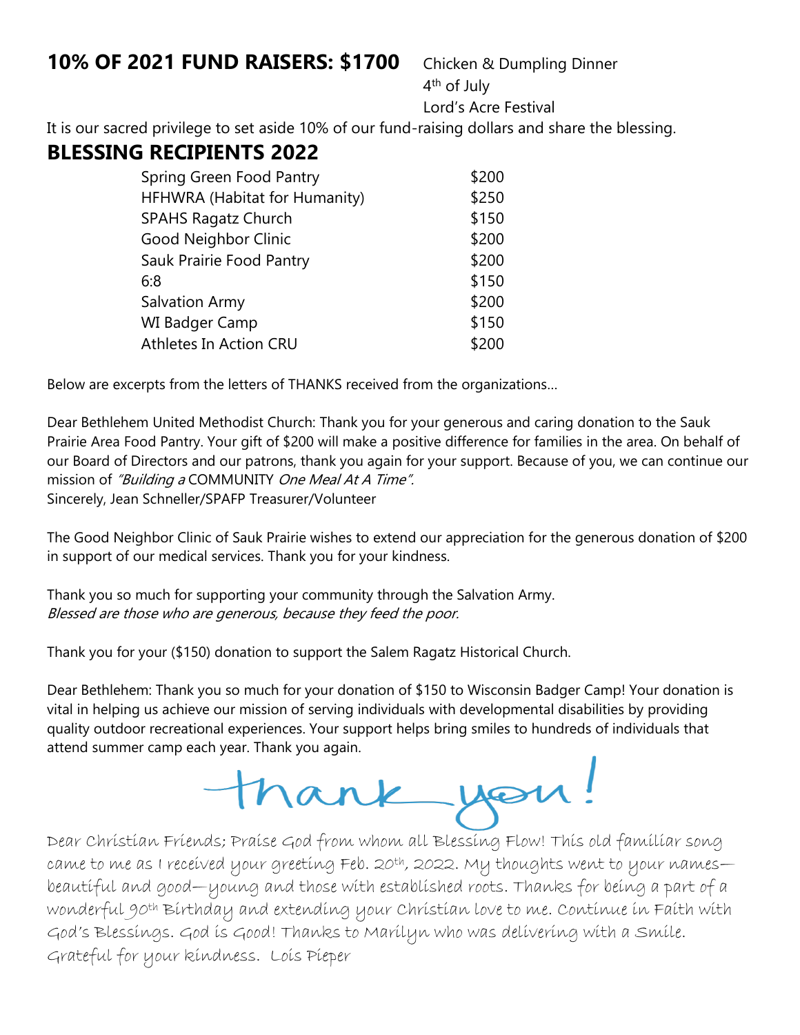## 10% OF 2021 FUND RAISERS: $1700

Chicken & Dumpling Dinner
4th of July
Lord's Acre Festival

It is our sacred privilege to set aside 10% of our fund-raising dollars and share the blessing.

## BLESSING RECIPIENTS 2022

| | |
|---|---|
| Spring Green Food Pantry | $200 |
| HFHWRA (Habitat for Humanity) | $250 |
| SPAHS Ragatz Church | $150 |
| Good Neighbor Clinic | $200 |
| Sauk Prairie Food Pantry | $200 |
| 6:8 | $150 |
| Salvation Army | $200 |
| WI Badger Camp | $150 |
| Athletes In Action CRU | $200 |

Below are excerpts from the letters of THANKS received from the organizations…

Dear Bethlehem United Methodist Church: Thank you for your generous and caring donation to the Sauk Prairie Area Food Pantry. Your gift of $200 will make a positive difference for families in the area. On behalf of our Board of Directors and our patrons, thank you again for your support. Because of you, we can continue our mission of *"Building a* COMMUNITY *One Meal At A Time".*
Sincerely, Jean Schneller/SPAFP Treasurer/Volunteer

The Good Neighbor Clinic of Sauk Prairie wishes to extend our appreciation for the generous donation of $200 in support of our medical services. Thank you for your kindness.

Thank you so much for supporting your community through the Salvation Army.
*Blessed are those who are generous, because they feed the poor.*

Thank you for your ($150) donation to support the Salem Ragatz Historical Church.

Dear Bethlehem: Thank you so much for your donation of $150 to Wisconsin Badger Camp! Your donation is vital in helping us achieve our mission of serving individuals with developmental disabilities by providing quality outdoor recreational experiences. Your support helps bring smiles to hundreds of individuals that attend summer camp each year. Thank you again.

thank you!

Dear Christian Friends; Praise God from whom all Blessing Flow! This old familiar song came to me as I received your greeting Feb. 20th, 2022. My thoughts went to your names—beautiful and good—young and those with established roots. Thanks for being a part of a wonderful 90th Birthday and extending your Christian love to me. Continue in Faith with God's Blessings. God is Good! Thanks to Marilyn who was delivering with a Smile. Grateful for your kindness. Lois Pieper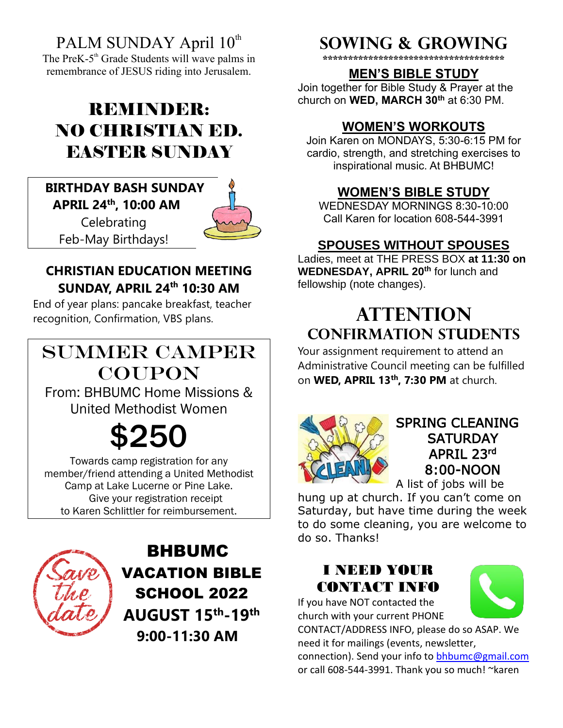## PALM SUNDAY April 10th

The PreK-5th Grade Students will wave palms in remembrance of JESUS riding into Jerusalem.

# REMINDER: NO CHRISTIAN ED. EASTER SUNDAY

**BIRTHDAY BASH SUNDAY**
**APRIL 24th, 10:00 AM**
Celebrating
Feb-May Birthdays!

## CHRISTIAN EDUCATION MEETING SUNDAY, APRIL 24th 10:30 AM

End of year plans: pancake breakfast, teacher recognition, Confirmation, VBS plans.

## SUMMER CAMPER COUPON

From: BHBUMC Home Missions & United Methodist Women

# $250

Towards camp registration for any member/friend attending a United Methodist Camp at Lake Lucerne or Pine Lake.
Give your registration receipt to Karen Schlittler for reimbursement.

Save the date

## BHBUMC VACATION BIBLE SCHOOL 2022 AUGUST 15th-19th 9:00-11:30 AM

# SOWING & GROWING

************************************

### MEN'S BIBLE STUDY

Join together for Bible Study & Prayer at the church on **WED, MARCH 30th** at 6:30 PM.

### WOMEN'S WORKOUTS

Join Karen on MONDAYS, 5:30-6:15 PM for cardio, strength, and stretching exercises to inspirational music. At BHBUMC!

### WOMEN'S BIBLE STUDY

WEDNESDAY MORNINGS 8:30-10:00
Call Karen for location 608-544-3991

### SPOUSES WITHOUT SPOUSES

Ladies, meet at THE PRESS BOX **at 11:30 on WEDNESDAY, APRIL 20th** for lunch and fellowship (note changes).

# ATTENTION
## CONFIRMATION STUDENTS

Your assignment requirement to attend an Administrative Council meeting can be fulfilled on **WED, APRIL 13th, 7:30 PM** at church.

### SPRING CLEANING SATURDAY APRIL 23rd 8:00-NOON

A list of jobs will be hung up at church. If you can't come on Saturday, but have time during the week to do some cleaning, you are welcome to do so. Thanks!

## I NEED YOUR CONTACT INFO

If you have NOT contacted the church with your current PHONE CONTACT/ADDRESS INFO, please do so ASAP. We need it for mailings (events, newsletter, connection). Send your info to bhbumc@gmail.com or call 608-544-3991. Thank you so much! ~karen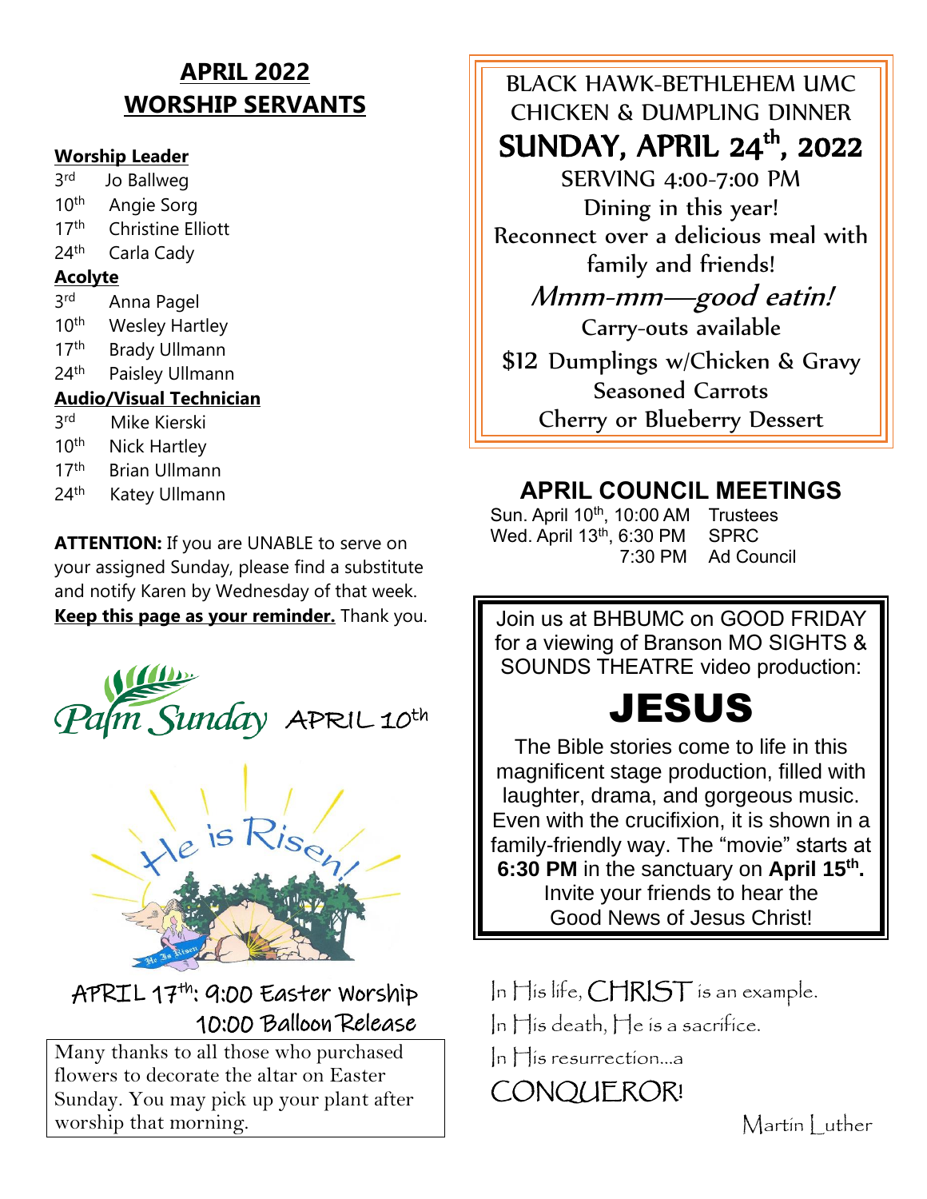## APRIL 2022 WORSHIP SERVANTS

**Worship Leader**

3rd Jo Ballweg
10th Angie Sorg
17th Christine Elliott
24th Carla Cady

**Acolyte**

3rd Anna Pagel
10th Wesley Hartley
17th Brady Ullmann
24th Paisley Ullmann

**Audio/Visual Technician**

3rd Mike Kierski
10th Nick Hartley
17th Brian Ullmann
24th Katey Ullmann

**ATTENTION:** If you are UNABLE to serve on your assigned Sunday, please find a substitute and notify Karen by Wednesday of that week. **Keep this page as your reminder.** Thank you.

Palm Sunday APRIL 10th

He is Risen!

APRIL 17th: 9:00 Easter Worship
10:00 Balloon Release

Many thanks to all those who purchased flowers to decorate the altar on Easter Sunday. You may pick up your plant after worship that morning.

BLACK HAWK-BETHLEHEM UMC
CHICKEN & DUMPLING DINNER

## SUNDAY, APRIL 24th, 2022

SERVING 4:00-7:00 PM
Dining in this year!
Reconnect over a delicious meal with family and friends!

*Mmm-mm—good eatin!*

Carry-outs available
$12 Dumplings w/Chicken & Gravy
Seasoned Carrots
Cherry or Blueberry Dessert

## APRIL COUNCIL MEETINGS

| | | |
|---|---|---|
| Sun. April 10th, 10:00 AM | Trustees |
| Wed. April 13th, 6:30 PM | SPRC |
| 7:30 PM | Ad Council |

Join us at BHBUMC on GOOD FRIDAY for a viewing of Branson MO SIGHTS & SOUNDS THEATRE video production:

# JESUS

The Bible stories come to life in this magnificent stage production, filled with laughter, drama, and gorgeous music. Even with the crucifixion, it is shown in a family-friendly way. The “movie” starts at **6:30 PM** in the sanctuary on **April 15th.** Invite your friends to hear the Good News of Jesus Christ!

In His life, CHRIST is an example.
In His death, He is a sacrifice.
In His resurrection…a
CONQUEROR!

Martin Luther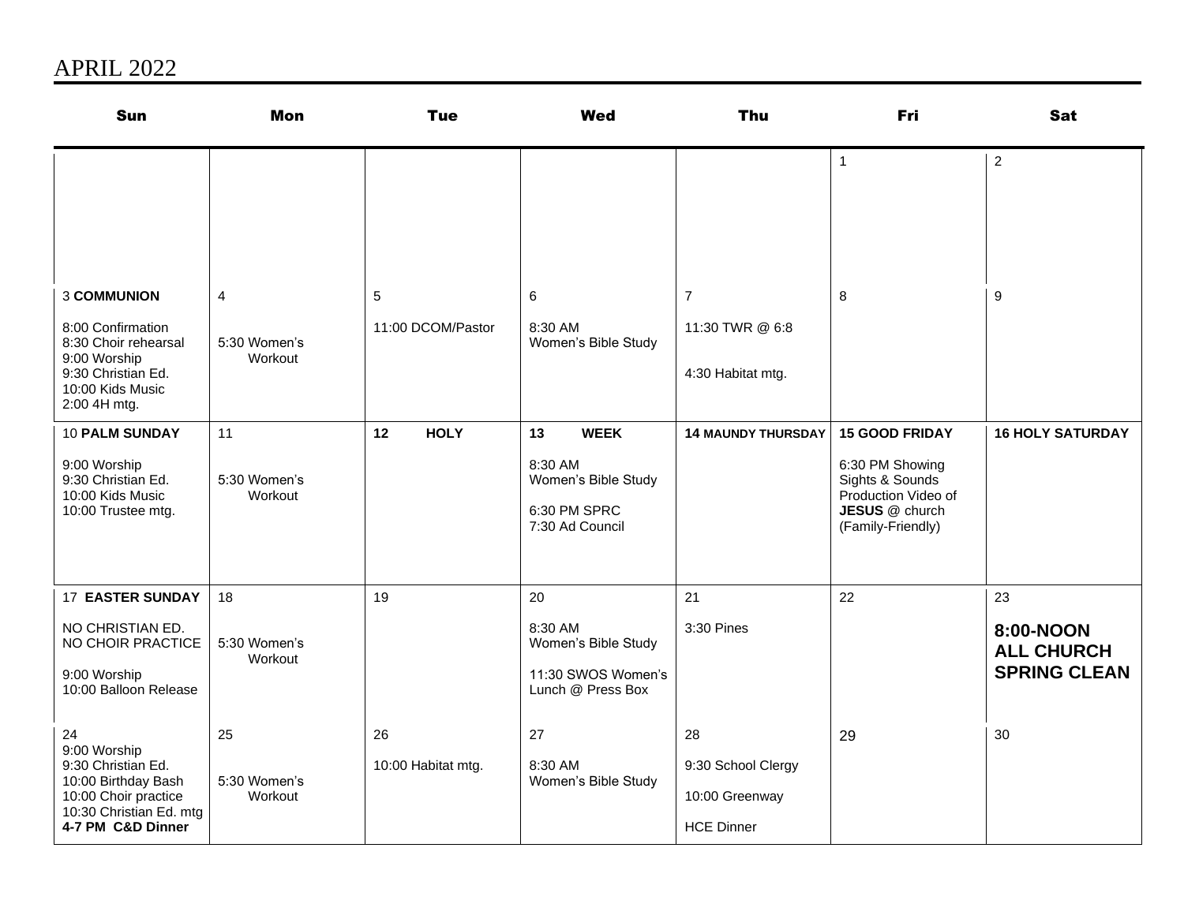# APRIL 2022

| Sun | Mon | Tue | Wed | Thu | Fri | Sat |
|---|---|---|---|---|---|---|
| | | | | | 1 | 2 |
| 3 **COMMUNION**<br><br>8:00 Confirmation<br>8:30 Choir rehearsal<br>9:00 Worship<br>9:30 Christian Ed.<br>10:00 Kids Music<br>2:00 4H mtg. | 4<br><br>5:30 Women's Workout | 5<br><br>11:00 DCOM/Pastor | 6<br><br>8:30 AM<br>Women's Bible Study | 7<br><br>11:30 TWR @ 6:8<br><br>4:30 Habitat mtg. | 8 | 9 |
| 10 **PALM SUNDAY**<br><br>9:00 Worship<br>9:30 Christian Ed.<br>10:00 Kids Music<br>10:00 Trustee mtg. | 11<br><br>5:30 Women's Workout | **12 HOLY** | **13 WEEK**<br><br>8:30 AM<br>Women's Bible Study<br><br>6:30 PM SPRC<br>7:30 Ad Council | **14 MAUNDY THURSDAY** | **15 GOOD FRIDAY**<br><br>6:30 PM Showing Sights & Sounds Production Video of **JESUS** @ church (Family-Friendly) | **16 HOLY SATURDAY** |
| 17 **EASTER SUNDAY**<br><br>NO CHRISTIAN ED.<br>NO CHOIR PRACTICE<br><br>9:00 Worship<br>10:00 Balloon Release | 18<br><br>5:30 Women's Workout | 19 | 20<br><br>8:30 AM<br>Women's Bible Study<br><br>11:30 SWOS Women's Lunch @ Press Box | 21<br><br>3:30 Pines | 22 | 23<br><br>**8:00-NOON ALL CHURCH SPRING CLEAN** |
| 24<br>9:00 Worship<br>9:30 Christian Ed.<br>10:00 Birthday Bash<br>10:00 Choir practice<br>10:30 Christian Ed. mtg<br>**4-7 PM C&D Dinner** | 25<br><br>5:30 Women's Workout | 26<br><br>10:00 Habitat mtg. | 27<br><br>8:30 AM<br>Women's Bible Study | 28<br><br>9:30 School Clergy<br><br>10:00 Greenway<br><br>HCE Dinner | 29 | 30 |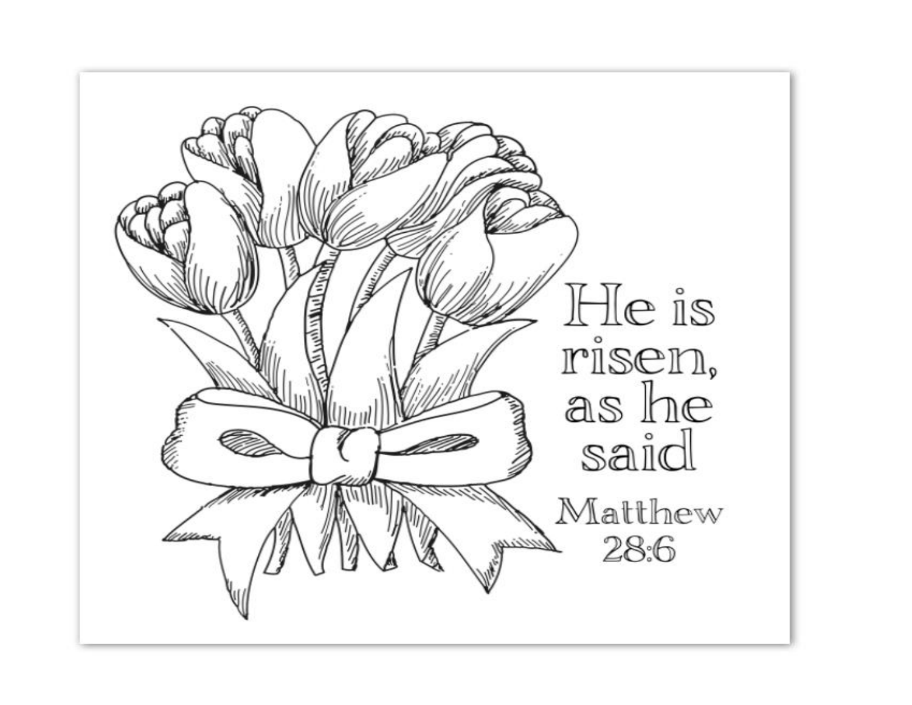He is risen, as he said

Matthew 28:6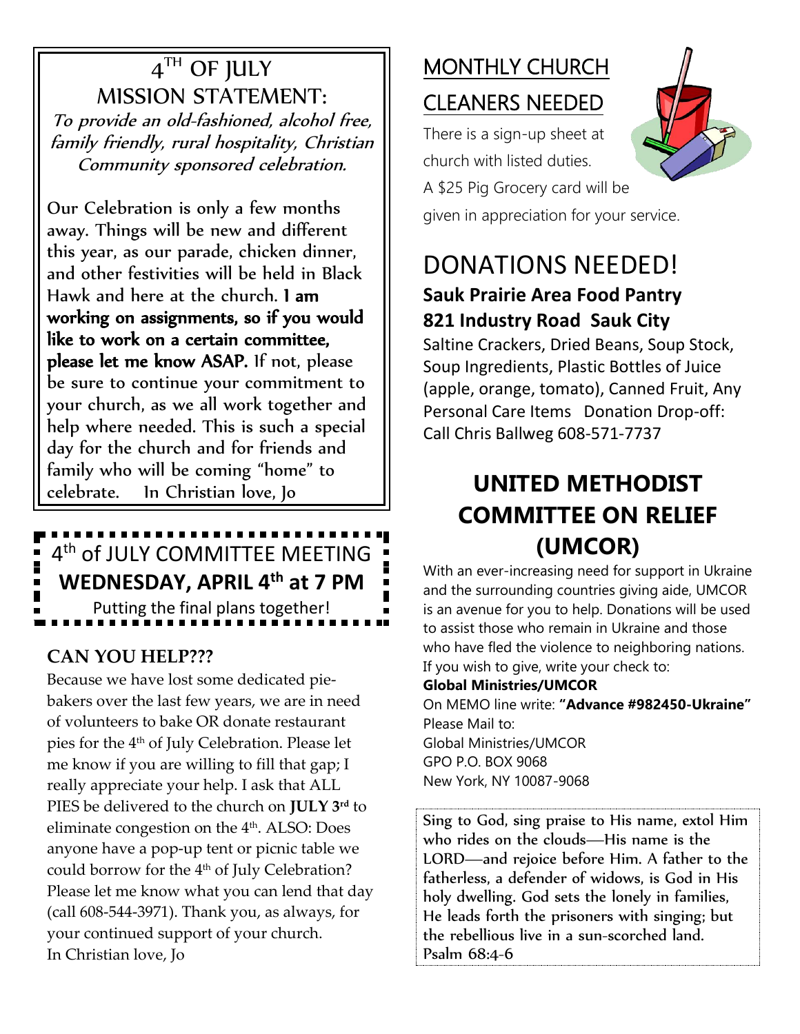# 4TH OF JULY MISSION STATEMENT:

*To provide an old-fashioned, alcohol free, family friendly, rural hospitality, Christian Community sponsored celebration.*

Our Celebration is only a few months away. Things will be new and different this year, as our parade, chicken dinner, and other festivities will be held in Black Hawk and here at the church. **I am working on assignments, so if you would like to work on a certain committee, please let me know ASAP.** If not, please be sure to continue your commitment to your church, as we all work together and help where needed. This is such a special day for the church and for friends and family who will be coming "home" to celebrate. In Christian love, Jo

4th of JULY COMMITTEE MEETING
**WEDNESDAY, APRIL 4th at 7 PM**
Putting the final plans together!

## CAN YOU HELP???

Because we have lost some dedicated pie-bakers over the last few years, we are in need of volunteers to bake OR donate restaurant pies for the 4th of July Celebration. Please let me know if you are willing to fill that gap; I really appreciate your help. I ask that ALL PIES be delivered to the church on **JULY 3rd** to eliminate congestion on the 4th. ALSO: Does anyone have a pop-up tent or picnic table we could borrow for the 4th of July Celebration? Please let me know what you can lend that day (call 608-544-3971). Thank you, as always, for your continued support of your church.
In Christian love, Jo

## MONTHLY CHURCH CLEANERS NEEDED

There is a sign-up sheet at church with listed duties.
A $25 Pig Grocery card will be given in appreciation for your service.

# DONATIONS NEEDED!

**Sauk Prairie Area Food Pantry**
**821 Industry Road Sauk City**

Saltine Crackers, Dried Beans, Soup Stock, Soup Ingredients, Plastic Bottles of Juice (apple, orange, tomato), Canned Fruit, Any Personal Care Items Donation Drop-off: Call Chris Ballweg 608-571-7737

# UNITED METHODIST COMMITTEE ON RELIEF (UMCOR)

With an ever-increasing need for support in Ukraine and the surrounding countries giving aide, UMCOR is an avenue for you to help. Donations will be used to assist those who remain in Ukraine and those who have fled the violence to neighboring nations. If you wish to give, write your check to:
**Global Ministries/UMCOR**
On MEMO line write: **"Advance #982450-Ukraine"**
Please Mail to:
Global Ministries/UMCOR
GPO P.O. BOX 9068
New York, NY 10087-9068

Sing to God, sing praise to His name, extol Him who rides on the clouds—His name is the LORD—and rejoice before Him. A father to the fatherless, a defender of widows, is God in His holy dwelling. God sets the lonely in families, He leads forth the prisoners with singing; but the rebellious live in a sun-scorched land.
Psalm 68:4-6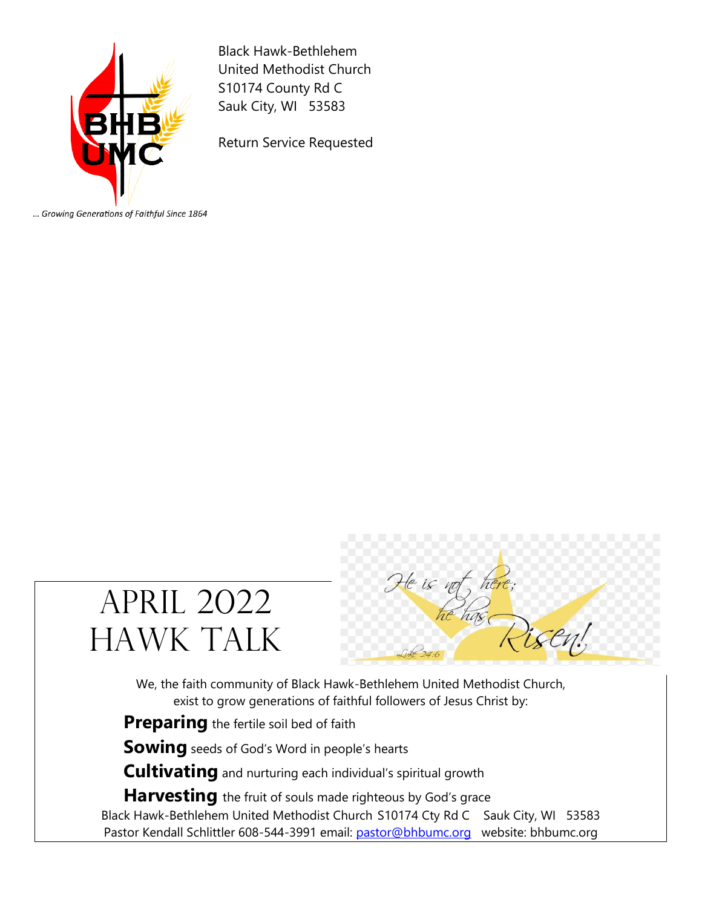Black Hawk-Bethlehem
United Methodist Church
S10174 County Rd C
Sauk City, WI 53583

Return Service Requested

*... Growing Generations of Faithful Since 1864*

# April 2022 Hawk Talk

He is not here; he has Risen!
Luke 24:6

We, the faith community of Black Hawk-Bethlehem United Methodist Church, exist to grow generations of faithful followers of Jesus Christ by:

**Preparing** the fertile soil bed of faith

**Sowing** seeds of God's Word in people's hearts

**Cultivating** and nurturing each individual's spiritual growth

**Harvesting** the fruit of souls made righteous by God's grace

Black Hawk-Bethlehem United Methodist Church S10174 Cty Rd C Sauk City, WI 53583
Pastor Kendall Schlittler 608-544-3991 email: pastor@bhbumc.org website: bhbumc.org